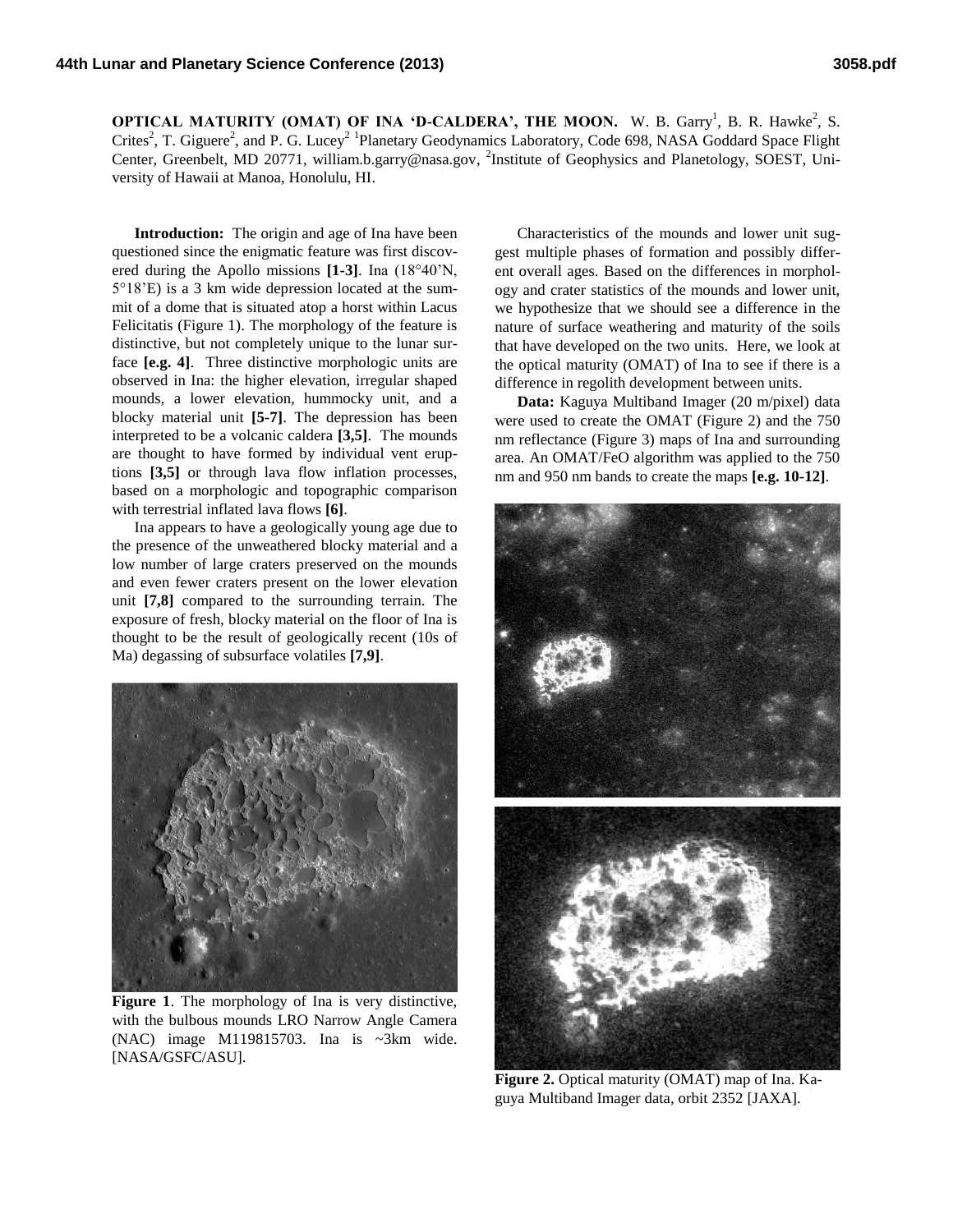# OPTICAL MATURITY (OMAT) OF INA 'D-CALDERA', THE MOON.

W. B. Garry[1], B. R. Hawke[2], S. Crites[2], T. Giguere[2], and P. G. Lucey[2] [1]Planetary Geodynamics Laboratory, Code 698, NASA Goddard Space Flight Center, Greenbelt, MD 20771, william.b.garry@nasa.gov, [2]Institute of Geophysics and Planetology, SOEST, University of Hawaii at Manoa, Honolulu, HI.

**Introduction:** The origin and age of Ina have been questioned since the enigmatic feature was first discovered during the Apollo missions **[1-3]**. Ina (18°40'N, 5°18'E) is a 3 km wide depression located at the summit of a dome that is situated atop a horst within Lacus Felicitatis (Figure 1). The morphology of the feature is distinctive, but not completely unique to the lunar surface **[e.g. 4]**. Three distinctive morphologic units are observed in Ina: the higher elevation, irregular shaped mounds, a lower elevation, hummocky unit, and a blocky material unit **[5-7]**. The depression has been interpreted to be a volcanic caldera **[3,5]**. The mounds are thought to have formed by individual vent eruptions **[3,5]** or through lava flow inflation processes, based on a morphologic and topographic comparison with terrestrial inflated lava flows **[6]**.

Ina appears to have a geologically young age due to the presence of the unweathered blocky material and a low number of large craters preserved on the mounds and even fewer craters present on the lower elevation unit **[7,8]** compared to the surrounding terrain. The exposure of fresh, blocky material on the floor of Ina is thought to be the result of geologically recent (10s of Ma) degassing of subsurface volatiles **[7,9]**.

**Figure 1**. The morphology of Ina is very distinctive, with the bulbous mounds LRO Narrow Angle Camera (NAC) image M119815703. Ina is ~3km wide. [NASA/GSFC/ASU].

Characteristics of the mounds and lower unit suggest multiple phases of formation and possibly different overall ages. Based on the differences in morphology and crater statistics of the mounds and lower unit, we hypothesize that we should see a difference in the nature of surface weathering and maturity of the soils that have developed on the two units. Here, we look at the optical maturity (OMAT) of Ina to see if there is a difference in regolith development between units.

**Data:** Kaguya Multiband Imager (20 m/pixel) data were used to create the OMAT (Figure 2) and the 750 nm reflectance (Figure 3) maps of Ina and surrounding area. An OMAT/FeO algorithm was applied to the 750 nm and 950 nm bands to create the maps **[e.g. 10-12]**.

**Figure 2.** Optical maturity (OMAT) map of Ina. Kaguya Multiband Imager data, orbit 2352 [JAXA].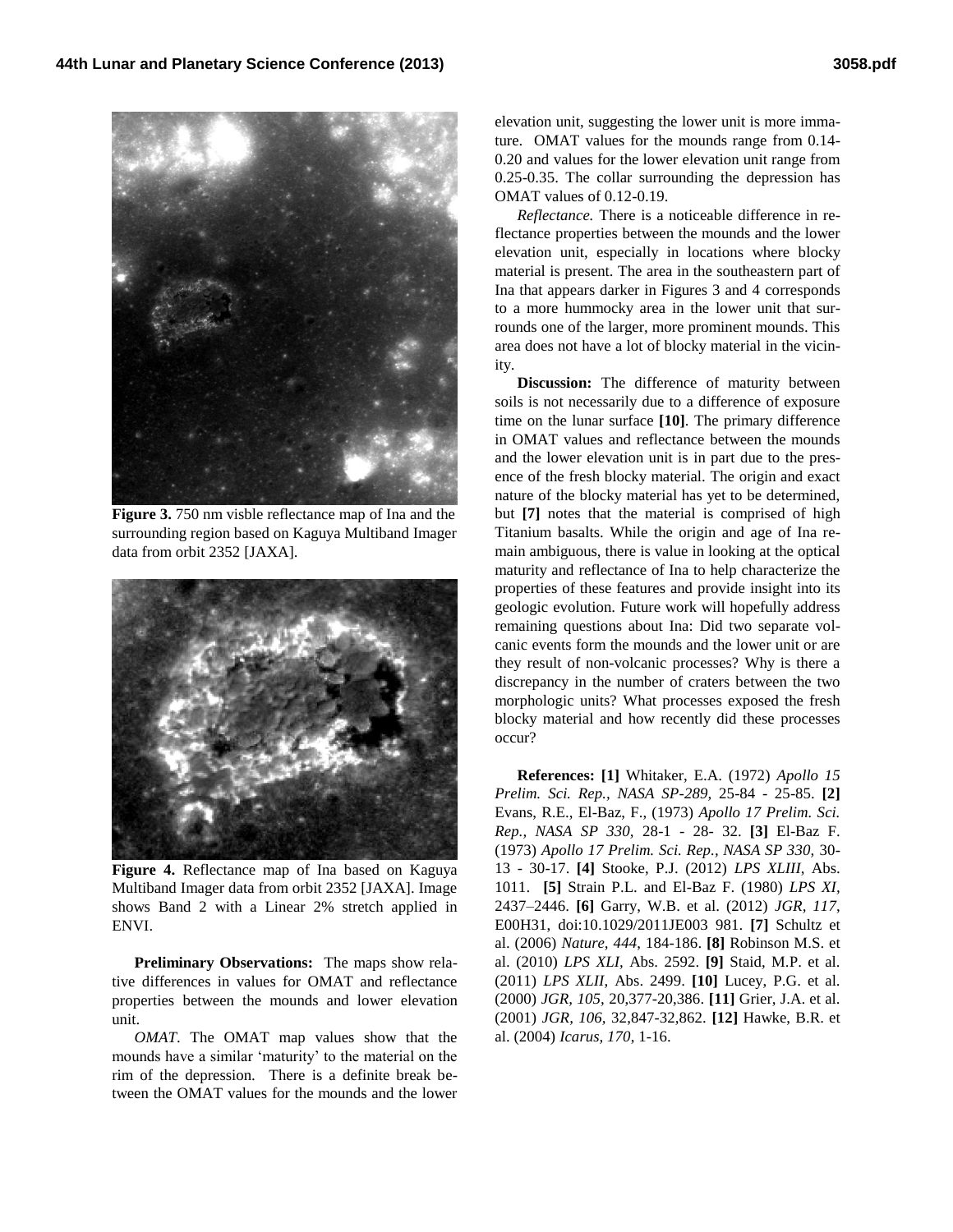**Figure 3.** 750 nm visble reflectance map of Ina and the surrounding region based on Kaguya Multiband Imager data from orbit 2352 [JAXA].

**Figure 4.** Reflectance map of Ina based on Kaguya Multiband Imager data from orbit 2352 [JAXA]. Image shows Band 2 with a Linear 2% stretch applied in ENVI.

**Preliminary Observations:** The maps show relative differences in values for OMAT and reflectance properties between the mounds and lower elevation unit.

*OMAT.* The OMAT map values show that the mounds have a similar 'maturity' to the material on the rim of the depression. There is a definite break between the OMAT values for the mounds and the lower elevation unit, suggesting the lower unit is more immature. OMAT values for the mounds range from 0.14-0.20 and values for the lower elevation unit range from 0.25-0.35. The collar surrounding the depression has OMAT values of 0.12-0.19.

*Reflectance.* There is a noticeable difference in reflectance properties between the mounds and the lower elevation unit, especially in locations where blocky material is present. The area in the southeastern part of Ina that appears darker in Figures 3 and 4 corresponds to a more hummocky area in the lower unit that surrounds one of the larger, more prominent mounds. This area does not have a lot of blocky material in the vicinity.

**Discussion:** The difference of maturity between soils is not necessarily due to a difference of exposure time on the lunar surface **[10]**. The primary difference in OMAT values and reflectance between the mounds and the lower elevation unit is in part due to the presence of the fresh blocky material. The origin and exact nature of the blocky material has yet to be determined, but **[7]** notes that the material is comprised of high Titanium basalts. While the origin and age of Ina remain ambiguous, there is value in looking at the optical maturity and reflectance of Ina to help characterize the properties of these features and provide insight into its geologic evolution. Future work will hopefully address remaining questions about Ina: Did two separate volcanic events form the mounds and the lower unit or are they result of non-volcanic processes? Why is there a discrepancy in the number of craters between the two morphologic units? What processes exposed the fresh blocky material and how recently did these processes occur?

**References: [1]** Whitaker, E.A. (1972) *Apollo 15 Prelim. Sci. Rep., NASA SP-289,* 25-84 - 25-85. **[2]** Evans, R.E., El-Baz, F., (1973) *Apollo 17 Prelim. Sci. Rep., NASA SP 330,* 28-1 - 28- 32. **[3]** El-Baz F. (1973) *Apollo 17 Prelim. Sci. Rep., NASA SP 330,* 30-13 - 30-17. **[4]** Stooke, P.J. (2012) *LPS XLIII,* Abs. 1011. **[5]** Strain P.L. and El-Baz F. (1980) *LPS XI,* 2437–2446. **[6]** Garry, W.B. et al. (2012) *JGR, 117,* E00H31, doi:10.1029/2011JE003 981. **[7]** Schultz et al. (2006) *Nature, 444,* 184-186. **[8]** Robinson M.S. et al. (2010) *LPS XLI,* Abs. 2592. **[9]** Staid, M.P. et al. (2011) *LPS XLII,* Abs. 2499. **[10]** Lucey, P.G. et al. (2000) *JGR, 105,* 20,377-20,386. **[11]** Grier, J.A. et al. (2001) *JGR, 106,* 32,847-32,862. **[12]** Hawke, B.R. et al. (2004) *Icarus, 170,* 1-16.